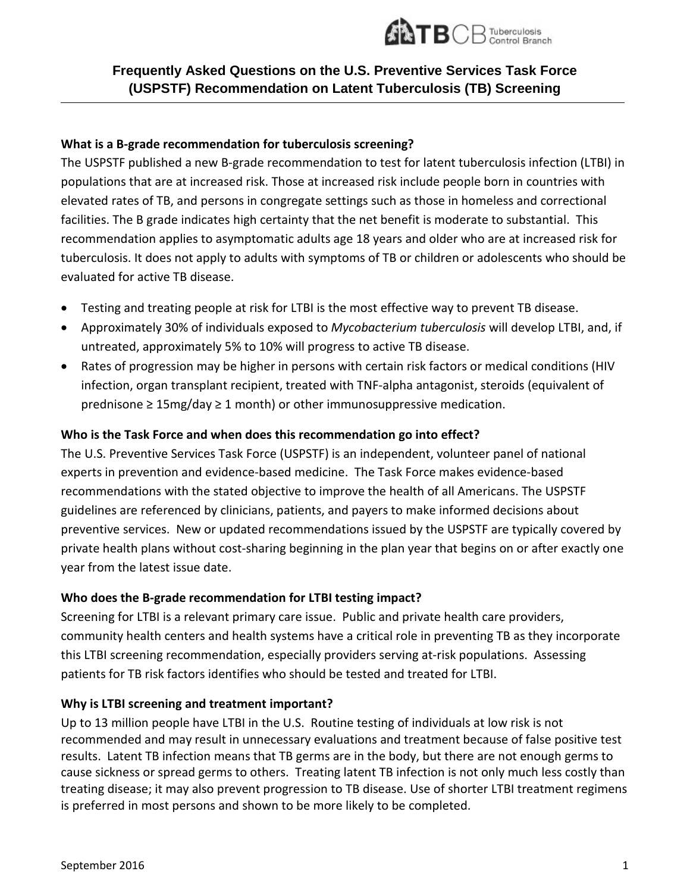# Frequently Asked Questions on the U.S. Preventive Services Task Force (USPSTF) Recommendation on Latent Tuberculosis (TB) Screening

### What is a B-grade recommendation for tuberculosis screening?

The USPSTF published a new B-grade recommendation to test for latent tuberculosis infection (LTBI) in populations that are at increased risk. Those at increased risk include people born in countries with elevated rates of TB, and persons in congregate settings such as those in homeless and correctional facilities. The B grade indicates high certainty that the net benefit is moderate to substantial. This recommendation applies to asymptomatic adults age 18 years and older who are at increased risk for tuberculosis. It does not apply to adults with symptoms of TB or children or adolescents who should be evaluated for active TB disease.

- Testing and treating people at risk for LTBI is the most effective way to prevent TB disease.
- Approximately 30% of individuals exposed to *Mycobacterium tuberculosis* will develop LTBI, and, if untreated, approximately 5% to 10% will progress to active TB disease.
- Rates of progression may be higher in persons with certain risk factors or medical conditions (HIV infection, organ transplant recipient, treated with TNF-alpha antagonist, steroids (equivalent of prednisone ≥ 15mg/day ≥ 1 month) or other immunosuppressive medication.

### Who is the Task Force and when does this recommendation go into effect?

The U.S. Preventive Services Task Force (USPSTF) is an independent, volunteer panel of national experts in prevention and evidence-based medicine. The Task Force makes evidence-based recommendations with the stated objective to improve the health of all Americans. The USPSTF guidelines are referenced by clinicians, patients, and payers to make informed decisions about preventive services. New or updated recommendations issued by the USPSTF are typically covered by private health plans without cost-sharing beginning in the plan year that begins on or after exactly one year from the latest issue date.

### Who does the B-grade recommendation for LTBI testing impact?

Screening for LTBI is a relevant primary care issue. Public and private health care providers, community health centers and health systems have a critical role in preventing TB as they incorporate this LTBI screening recommendation, especially providers serving at-risk populations. Assessing patients for TB risk factors identifies who should be tested and treated for LTBI.

### Why is LTBI screening and treatment important?

Up to 13 million people have LTBI in the U.S. Routine testing of individuals at low risk is not recommended and may result in unnecessary evaluations and treatment because of false positive test results. Latent TB infection means that TB germs are in the body, but there are not enough germs to cause sickness or spread germs to others. Treating latent TB infection is not only much less costly than treating disease; it may also prevent progression to TB disease. Use of shorter LTBI treatment regimens is preferred in most persons and shown to be more likely to be completed.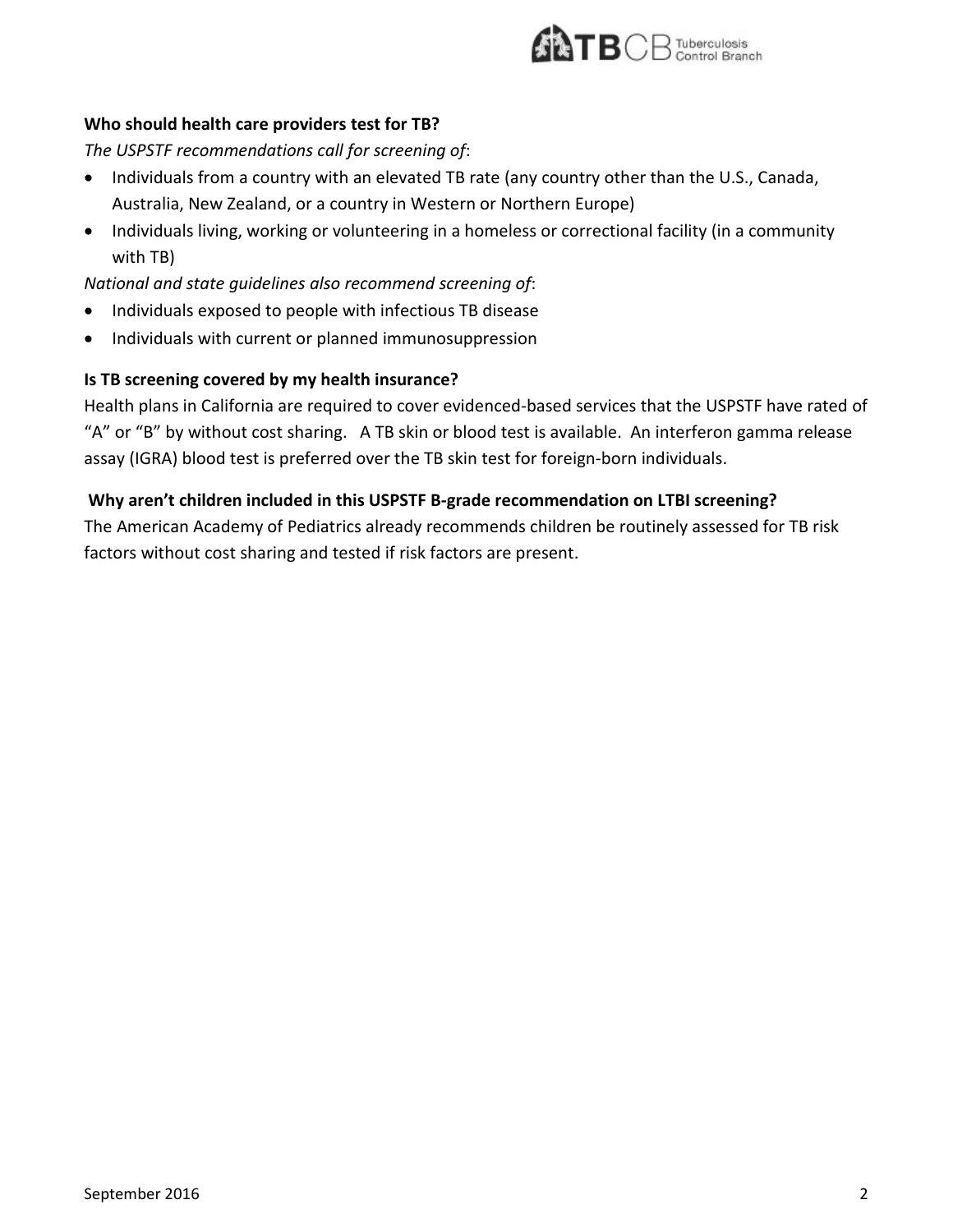**Who should health care providers test for TB?**

*The USPSTF recommendations call for screening of*:

- Individuals from a country with an elevated TB rate (any country other than the U.S., Canada, Australia, New Zealand, or a country in Western or Northern Europe)
- Individuals living, working or volunteering in a homeless or correctional facility (in a community with TB)

*National and state guidelines also recommend screening of*:

- Individuals exposed to people with infectious TB disease
- Individuals with current or planned immunosuppression

**Is TB screening covered by my health insurance?**

Health plans in California are required to cover evidenced-based services that the USPSTF have rated of "A" or "B" by without cost sharing. A TB skin or blood test is available. An interferon gamma release assay (IGRA) blood test is preferred over the TB skin test for foreign-born individuals.

**Why aren't children included in this USPSTF B-grade recommendation on LTBI screening?**

The American Academy of Pediatrics already recommends children be routinely assessed for TB risk factors without cost sharing and tested if risk factors are present.